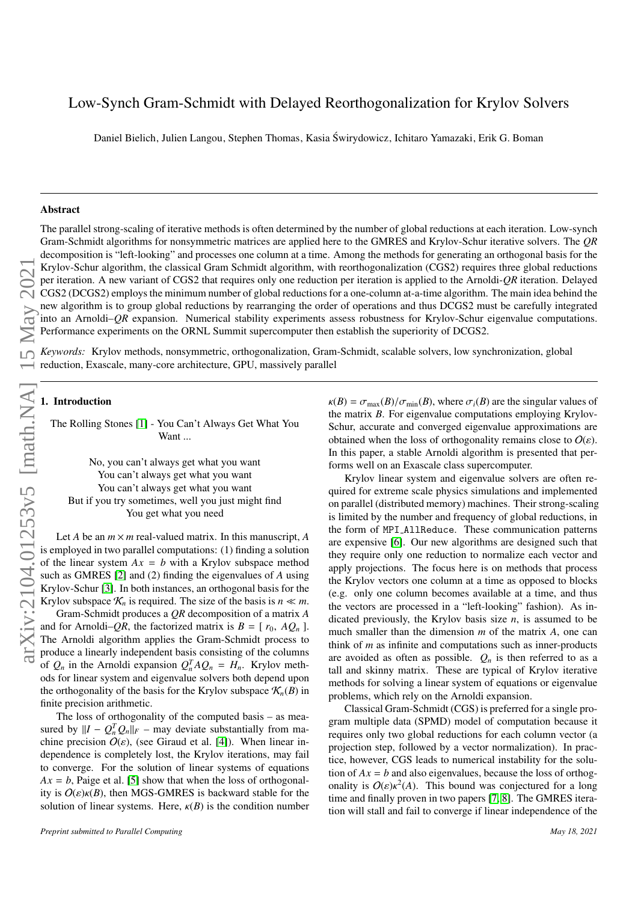# Low-Synch Gram-Schmidt with Delayed Reorthogonalization for Krylov Solvers

Daniel Bielich, Julien Langou, Stephen Thomas, Kasia Świrydowicz, Ichitaro Yamazaki, Erik G. Boman

## Abstract

The parallel strong-scaling of iterative methods is often determined by the number of global reductions at each iteration. Low-synch Gram-Schmidt algorithms for nonsymmetric matrices are applied here to the GMRES and Krylov-Schur iterative solvers. The *QR* decomposition is "left-looking" and processes one column at a time. Among the methods for generating an orthogonal basis for the Krylov-Schur algorithm, the classical Gram Schmidt algorithm, with reorthogonalization (CGS2) requires three global reductions per iteration. A new variant of CGS2 that requires only one reduction per iteration is applied to the Arnoldi-*QR* iteration. Delayed CGS2 (DCGS2) employs the minimum number of global reductions for a one-column at-a-time algorithm. The main idea behind the new algorithm is to group global reductions by rearranging the order of operations and thus DCGS2 must be carefully integrated into an Arnoldi–*QR* expansion. Numerical stability experiments assess robustness for Krylov-Schur eigenvalue computations. Performance experiments on the ORNL Summit supercomputer then establish the superiority of DCGS2.

*Keywords:* Krylov methods, nonsymmetric, orthogonalization, Gram-Schmidt, scalable solvers, low synchronization, global reduction, Exascale, many-core architecture, GPU, massively parallel

## 1. Introduction

The Rolling Stones [1] - You Can't Always Get What You Want ...

No, you can't always get what you want  
You can't always get what you want  
You can't always get what you want  
But if you try sometimes, well you just might find  
You get what you need

Let $A$ be an $m \times m$ real-valued matrix. In this manuscript, $A$ is employed in two parallel computations: (1) finding a solution of the linear system $Ax = b$ with a Krylov subspace method such as GMRES [2] and (2) finding the eigenvalues of $A$ using Krylov-Schur [3]. In both instances, an orthogonal basis for the Krylov subspace $\mathcal{K}_n$ is required. The size of the basis is $n \ll m$.

Gram-Schmidt produces a *QR* decomposition of a matrix $A$ and for Arnoldi–*QR*, the factorized matrix is $B = [\ r_0,\ AQ_n\ ]$. The Arnoldi algorithm applies the Gram-Schmidt process to produce a linearly independent basis consisting of the columns of $Q_n$ in the Arnoldi expansion $Q_n^T A Q_n = H_n$. Krylov methods for linear system and eigenvalue solvers both depend upon the orthogonality of the basis for the Krylov subspace $\mathcal{K}_n(B)$ in finite precision arithmetic.

The loss of orthogonality of the computed basis – as measured by $\|I - Q_n^T Q_n\|_F$ – may deviate substantially from machine precision $O(\varepsilon)$, (see Giraud et al. [4]). When linear independence is completely lost, the Krylov iterations, may fail to converge. For the solution of linear systems of equations $Ax = b$, Paige et al. [5] show that when the loss of orthogonality is $O(\varepsilon)\kappa(B)$, then MGS-GMRES is backward stable for the solution of linear systems. Here, $\kappa(B)$ is the condition number $\kappa(B) = \sigma_{\max}(B)/\sigma_{\min}(B)$, where $\sigma_i(B)$ are the singular values of the matrix $B$. For eigenvalue computations employing Krylov-Schur, accurate and converged eigenvalue approximations are obtained when the loss of orthogonality remains close to $O(\varepsilon)$. In this paper, a stable Arnoldi algorithm is presented that performs well on an Exascale class supercomputer.

Krylov linear system and eigenvalue solvers are often required for extreme scale physics simulations and implemented on parallel (distributed memory) machines. Their strong-scaling is limited by the number and frequency of global reductions, in the form of `MPI_AllReduce`. These communication patterns are expensive [6]. Our new algorithms are designed such that they require only one reduction to normalize each vector and apply projections. The focus here is on methods that process the Krylov vectors one column at a time as opposed to blocks (e.g. only one column becomes available at a time, and thus the vectors are processed in a "left-looking" fashion). As indicated previously, the Krylov basis size $n$, is assumed to be much smaller than the dimension $m$ of the matrix $A$, one can think of $m$ as infinite and computations such as inner-products are avoided as often as possible. $Q_n$ is then referred to as a tall and skinny matrix. These are typical of Krylov iterative methods for solving a linear system of equations or eigenvalue problems, which rely on the Arnoldi expansion.

Classical Gram-Schmidt (CGS) is preferred for a single program multiple data (SPMD) model of computation because it requires only two global reductions for each column vector (a projection step, followed by a vector normalization). In practice, however, CGS leads to numerical instability for the solution of $Ax = b$ and also eigenvalues, because the loss of orthogonality is $O(\varepsilon)\kappa^2(A)$. This bound was conjectured for a long time and finally proven in two papers [7, 8]. The GMRES iteration will stall and fail to converge if linear independence of the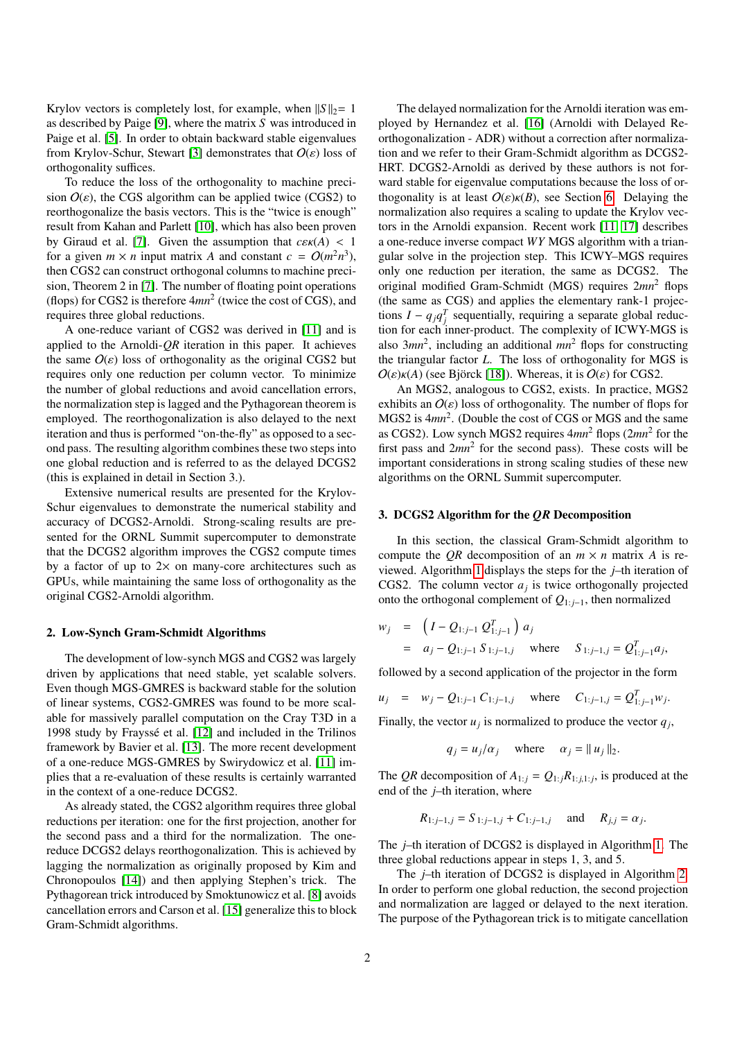Krylov vectors is completely lost, for example, when $\|S\|_2 = 1$ as described by Paige [9], where the matrix $S$ was introduced in Paige et al. [5]. In order to obtain backward stable eigenvalues from Krylov-Schur, Stewart [3] demonstrates that $O(\varepsilon)$ loss of orthogonality suffices.

To reduce the loss of the orthogonality to machine precision $O(\varepsilon)$, the CGS algorithm can be applied twice (CGS2) to reorthogonalize the basis vectors. This is the "twice is enough" result from Kahan and Parlett [10], which has also been proven by Giraud et al. [7]. Given the assumption that $c\varepsilon\kappa(A) < 1$ for a given $m \times n$ input matrix $A$ and constant $c = O(m^2 n^3)$, then CGS2 can construct orthogonal columns to machine precision, Theorem 2 in [7]. The number of floating point operations (flops) for CGS2 is therefore $4mn^2$ (twice the cost of CGS), and requires three global reductions.

A one-reduce variant of CGS2 was derived in [11] and is applied to the Arnoldi-$QR$ iteration in this paper. It achieves the same $O(\varepsilon)$ loss of orthogonality as the original CGS2 but requires only one reduction per column vector. To minimize the number of global reductions and avoid cancellation errors, the normalization step is lagged and the Pythagorean theorem is employed. The reorthogonalization is also delayed to the next iteration and thus is performed "on-the-fly" as opposed to a second pass. The resulting algorithm combines these two steps into one global reduction and is referred to as the delayed DCGS2 (this is explained in detail in Section 3.).

Extensive numerical results are presented for the Krylov-Schur eigenvalues to demonstrate the numerical stability and accuracy of DCGS2-Arnoldi. Strong-scaling results are presented for the ORNL Summit supercomputer to demonstrate that the DCGS2 algorithm improves the CGS2 compute times by a factor of up to $2\times$ on many-core architectures such as GPUs, while maintaining the same loss of orthogonality as the original CGS2-Arnoldi algorithm.

## 2. Low-Synch Gram-Schmidt Algorithms

The development of low-synch MGS and CGS2 was largely driven by applications that need stable, yet scalable solvers. Even though MGS-GMRES is backward stable for the solution of linear systems, CGS2-GMRES was found to be more scalable for massively parallel computation on the Cray T3D in a 1998 study by Frayssé et al. [12] and included in the Trilinos framework by Bavier et al. [13]. The more recent development of a one-reduce MGS-GMRES by Swirydowicz et al. [11] implies that a re-evaluation of these results is certainly warranted in the context of a one-reduce DCGS2.

As already stated, the CGS2 algorithm requires three global reductions per iteration: one for the first projection, another for the second pass and a third for the normalization. The one-reduce DCGS2 delays reorthogonalization. This is achieved by lagging the normalization as originally proposed by Kim and Chronopoulos [14]) and then applying Stephen's trick. The Pythagorean trick introduced by Smoktunowicz et al. [8] avoids cancellation errors and Carson et al. [15] generalize this to block Gram-Schmidt algorithms.

The delayed normalization for the Arnoldi iteration was employed by Hernandez et al. [16] (Arnoldi with Delayed Reorthogonalization - ADR) without a correction after normalization and we refer to their Gram-Schmidt algorithm as DCGS2-HRT. DCGS2-Arnoldi as derived by these authors is not forward stable for eigenvalue computations because the loss of orthogonality is at least $O(\varepsilon)\kappa(B)$, see Section 6. Delaying the normalization also requires a scaling to update the Krylov vectors in the Arnoldi expansion. Recent work [11, 17] describes a one-reduce inverse compact $WY$ MGS algorithm with a triangular solve in the projection step. This ICWY–MGS requires only one reduction per iteration, the same as DCGS2. The original modified Gram-Schmidt (MGS) requires $2mn^2$ flops (the same as CGS) and applies the elementary rank-1 projections $I - q_j q_j^T$ sequentially, requiring a separate global reduction for each inner-product. The complexity of ICWY-MGS is also $3mn^2$, including an additional $mn^2$ flops for constructing the triangular factor $L$. The loss of orthogonality for MGS is $O(\varepsilon)\kappa(A)$ (see Björck [18]). Whereas, it is $O(\varepsilon)$ for CGS2.

An MGS2, analogous to CGS2, exists. In practice, MGS2 exhibits an $O(\varepsilon)$ loss of orthogonality. The number of flops for MGS2 is $4mn^2$. (Double the cost of CGS or MGS and the same as CGS2). Low synch MGS2 requires $4mn^2$ flops ($2mn^2$ for the first pass and $2mn^2$ for the second pass). These costs will be important considerations in strong scaling studies of these new algorithms on the ORNL Summit supercomputer.

## 3. DCGS2 Algorithm for the $QR$ Decomposition

In this section, the classical Gram-Schmidt algorithm to compute the $QR$ decomposition of an $m \times n$ matrix $A$ is reviewed. Algorithm 1 displays the steps for the $j$–th iteration of CGS2. The column vector $a_j$ is twice orthogonally projected onto the orthogonal complement of $Q_{1:j-1}$, then normalized

$$
\begin{aligned}
w_j &= \left( I - Q_{1:j-1}\, Q_{1:j-1}^T \right) a_j \\
&= a_j - Q_{1:j-1}\, S_{1:j-1,j} \quad \text{ where } \quad S_{1:j-1,j} = Q_{1:j-1}^T a_j,
\end{aligned}
$$

followed by a second application of the projector in the form

$$
u_j = w_j - Q_{1:j-1}\, C_{1:j-1,j} \quad \text{ where } \quad C_{1:j-1,j} = Q_{1:j-1}^T w_j.
$$

Finally, the vector $u_j$ is normalized to produce the vector $q_j$,

$$
q_j = u_j/\alpha_j \quad \text{ where } \quad \alpha_j = \|\, u_j \,\|_2.
$$

The $QR$ decomposition of $A_{1:j} = Q_{1:j} R_{1:j,1:j}$, is produced at the end of the $j$–th iteration, where

$$
R_{1:j-1,j} = S_{1:j-1,j} + C_{1:j-1,j} \quad \text{ and } \quad R_{j,j} = \alpha_j.
$$

The $j$–th iteration of DCGS2 is displayed in Algorithm 1. The three global reductions appear in steps 1, 3, and 5.

The $j$–th iteration of DCGS2 is displayed in Algorithm 2. In order to perform one global reduction, the second projection and normalization are lagged or delayed to the next iteration. The purpose of the Pythagorean trick is to mitigate cancellation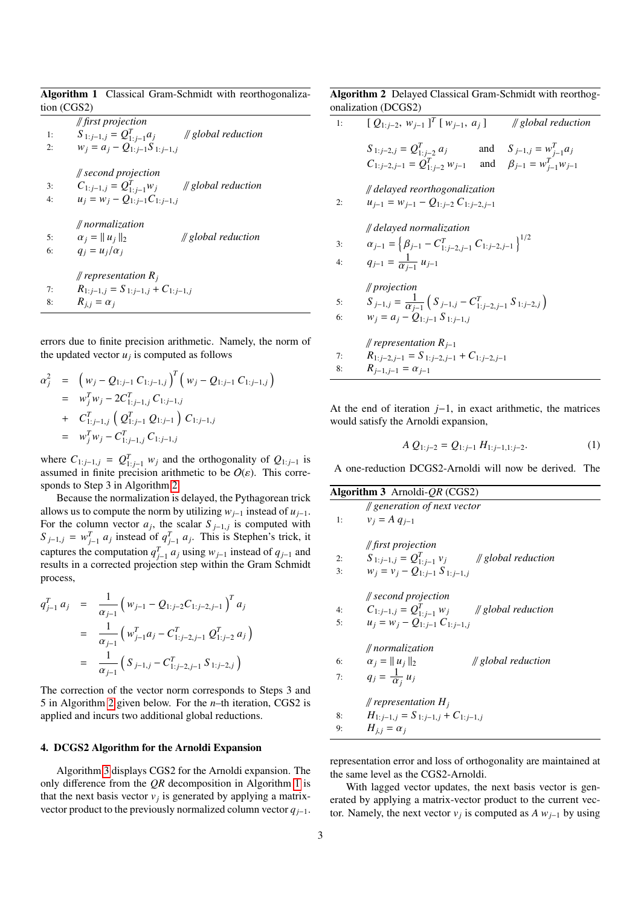**Algorithm 1** Classical Gram-Schmidt with reorthogonalization (CGS2)

// *first projection*

1: $S_{1:j-1,j} = Q_{1:j-1}^T a_j$ // *global reduction*

2: $w_j = a_j - Q_{1:j-1} S_{1:j-1,j}$

// *second projection*

3: $C_{1:j-1,j} = Q_{1:j-1}^T w_j$ // *global reduction*

4: $u_j = w_j - Q_{1:j-1} C_{1:j-1,j}$

// *normalization*

5: $\alpha_j = \| u_j \|_2$ // *global reduction*

6: $q_j = u_j / \alpha_j$

// *representation* $R_j$

7: $R_{1:j-1,j} = S_{1:j-1,j} + C_{1:j-1,j}$

8: $R_{j,j} = \alpha_j$

errors due to finite precision arithmetic. Namely, the norm of the updated vector $u_j$ is computed as follows

$$
\begin{aligned}
\alpha_j^2 &= \left( w_j - Q_{1:j-1}\, C_{1:j-1,j} \right)^T \left( w_j - Q_{1:j-1}\, C_{1:j-1,j} \right) \\
&= w_j^T w_j - 2 C_{1:j-1,j}^T\, C_{1:j-1,j} \\
&+ C_{1:j-1,j}^T \left( Q_{1:j-1}^T\, Q_{1:j-1} \right) C_{1:j-1,j} \\
&= w_j^T w_j - C_{1:j-1,j}^T\, C_{1:j-1,j}
\end{aligned}
$$

where $C_{1:j-1,j} = Q_{1:j-1}^T\, w_j$ and the orthogonality of $Q_{1:j-1}$ is assumed in finite precision arithmetic to be $O(\varepsilon)$. This corresponds to Step 3 in Algorithm 2.

Because the normalization is delayed, the Pythagorean trick allows us to compute the norm by utilizing $w_{j-1}$ instead of $u_{j-1}$. For the column vector $a_j$, the scalar $S_{j-1,j}$ is computed with $S_{j-1,j} = w_{j-1}^T\, a_j$ instead of $q_{j-1}^T\, a_j$. This is Stephen's trick, it captures the computation $q_{j-1}^T\, a_j$ using $w_{j-1}$ instead of $q_{j-1}$ and results in a corrected projection step within the Gram Schmidt process,

$$
\begin{aligned}
q_{j-1}^T\, a_j &= \frac{1}{\alpha_{j-1}} \left( w_{j-1} - Q_{1:j-2} C_{1:j-2,j-1} \right)^T a_j \\
&= \frac{1}{\alpha_{j-1}} \left( w_{j-1}^T a_j - C_{1:j-2,j-1}^T\, Q_{1:j-2}^T\, a_j \right) \\
&= \frac{1}{\alpha_{j-1}} \left( S_{j-1,j} - C_{1:j-2,j-1}^T\, S_{1:j-2,j} \right)
\end{aligned}
$$

The correction of the vector norm corresponds to Steps 3 and 5 in Algorithm 2 given below. For the $n$–th iteration, CGS2 is applied and incurs two additional global reductions.

## 4. DCGS2 Algorithm for the Arnoldi Expansion

Algorithm 3 displays CGS2 for the Arnoldi expansion. The only difference from the $QR$ decomposition in Algorithm 1 is that the next basis vector $v_j$ is generated by applying a matrix-vector product to the previously normalized column vector $q_{j-1}$.

**Algorithm 2** Delayed Classical Gram-Schmidt with reorthogonalization (DCGS2)

1: $[\, Q_{1:j-2},\ w_{j-1} \,]^T\, [\, w_{j-1},\ a_j \,]$ // *global reduction*

$S_{1:j-2,j} = Q_{1:j-2}^T\, a_j$ and $S_{j-1,j} = w_{j-1}^T a_j$

$C_{1:j-2,j-1} = Q_{1:j-2}^T\, w_{j-1}$ and $\beta_{j-1} = w_{j-1}^T w_{j-1}$

// *delayed reorthogonalization*

2: $u_{j-1} = w_{j-1} - Q_{1:j-2}\, C_{1:j-2,j-1}$

// *delayed normalization*

3: $\alpha_{j-1} = \left\{ \beta_{j-1} - C_{1:j-2,j-1}^T\, C_{1:j-2,j-1} \right\}^{1/2}$

4: $q_{j-1} = \dfrac{1}{\alpha_{j-1}}\, u_{j-1}$

// *projection*

5: $S_{j-1,j} = \dfrac{1}{\alpha_{j-1}} \left( S_{j-1,j} - C_{1:j-2,j-1}^T\, S_{1:j-2,j} \right)$

6: $w_j = a_j - Q_{1:j-1}\, S_{1:j-1,j}$

// *representation* $R_{j-1}$

7: $R_{1:j-2,j-1} = S_{1:j-2,j-1} + C_{1:j-2,j-1}$

8: $R_{j-1,j-1} = \alpha_{j-1}$

At the end of iteration $j-1$, in exact arithmetic, the matrices would satisfy the Arnoldi expansion,

$$
A\, Q_{1:j-2} = Q_{1:j-1}\, H_{1:j-1,1:j-2}. \tag{1}
$$

A one-reduction DCGS2-Arnoldi will now be derived. The representation error and loss of orthogonality are maintained at the same level as the CGS2-Arnoldi.

**Algorithm 3** Arnoldi-$QR$ (CGS2)

// *generation of next vector*

1: $v_j = A\, q_{j-1}$

// *first projection*

2: $S_{1:j-1,j} = Q_{1:j-1}^T\, v_j$ // *global reduction*

3: $w_j = v_j - Q_{1:j-1}\, S_{1:j-1,j}$

// *second projection*

4: $C_{1:j-1,j} = Q_{1:j-1}^T\, w_j$ // *global reduction*

5: $u_j = w_j - Q_{1:j-1}\, C_{1:j-1,j}$

// *normalization*

6: $\alpha_j = \| u_j \|_2$ // *global reduction*

7: $q_j = \dfrac{1}{\alpha_j}\, u_j$

// *representation* $H_j$

8: $H_{1:j-1,j} = S_{1:j-1,j} + C_{1:j-1,j}$

9: $H_{j,j} = \alpha_j$

With lagged vector updates, the next basis vector is generated by applying a matrix-vector product to the current vector. Namely, the next vector $v_j$ is computed as $A\, w_{j-1}$ by using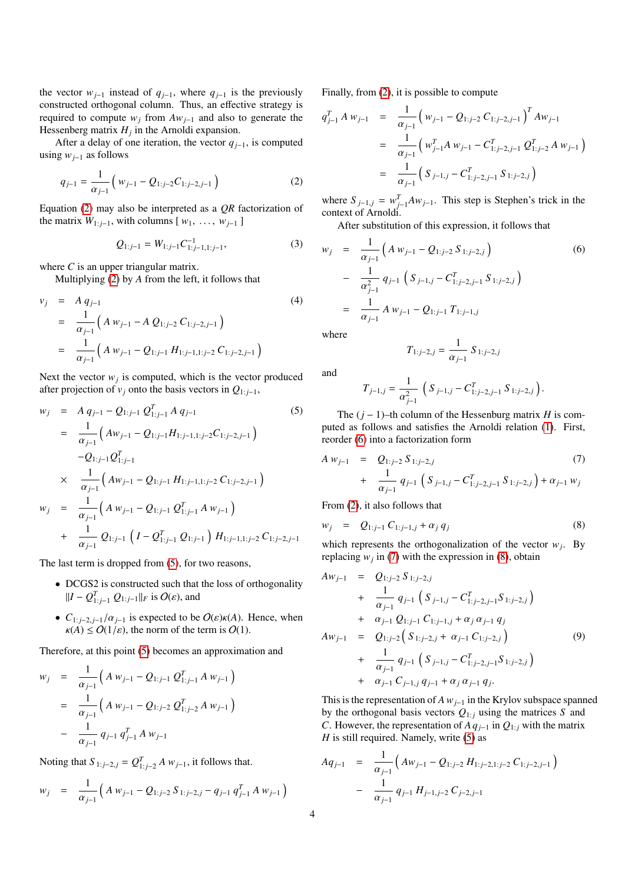the vector $w_{j-1}$ instead of $q_{j-1}$, where $q_{j-1}$ is the previously constructed orthogonal column. Thus, an effective strategy is required to compute $w_j$ from $Aw_{j-1}$ and also to generate the Hessenberg matrix $H_j$ in the Arnoldi expansion.

After a delay of one iteration, the vector $q_{j-1}$, is computed using $w_{j-1}$ as follows

$$q_{j-1} = \frac{1}{\alpha_{j-1}} \left( w_{j-1} - Q_{1:j-2} C_{1:j-2,j-1} \right) \tag{2}$$

Equation (2) may also be interpreted as a $QR$ factorization of the matrix $W_{1:j-1}$, with columns $[\, w_1, \ \ldots, \ w_{j-1} \,]$

$$Q_{1:j-1} = W_{1:j-1} C^{-1}_{1:j-1,1:j-1}, \tag{3}$$

where $C$ is an upper triangular matrix.

Multiplying (2) by $A$ from the left, it follows that

$$\begin{aligned} v_j &= A\, q_{j-1} \qquad\qquad\qquad\qquad\qquad\qquad\qquad\qquad\qquad\qquad (4) \\ &= \frac{1}{\alpha_{j-1}} \left( A\, w_{j-1} - A\, Q_{1:j-2}\, C_{1:j-2,j-1} \right) \\ &= \frac{1}{\alpha_{j-1}} \left( A\, w_{j-1} - Q_{1:j-1}\, H_{1:j-1,1:j-2}\, C_{1:j-2,j-1} \right) \end{aligned}$$

Next the vector $w_j$ is computed, which is the vector produced after projection of $v_j$ onto the basis vectors in $Q_{1:j-1}$,

$$\begin{aligned} w_j &= A\, q_{j-1} - Q_{1:j-1}\, Q^T_{1:j-1}\, A\, q_{j-1} \qquad\qquad\qquad\qquad\qquad (5) \\ &= \frac{1}{\alpha_{j-1}} \left( Aw_{j-1} - Q_{1:j-1} H_{1:j-1,1:j-2} C_{1:j-2,j-1} \right) \\ &\quad - Q_{1:j-1} Q^T_{1:j-1} \\ &\quad \times \frac{1}{\alpha_{j-1}} \left( Aw_{j-1} - Q_{1:j-1}\, H_{1:j-1,1:j-2}\, C_{1:j-2,j-1} \right) \\ w_j &= \frac{1}{\alpha_{j-1}} \left( A\, w_{j-1} - Q_{1:j-1}\, Q^T_{1:j-1}\, A\, w_{j-1} \right) \\ &\quad + \frac{1}{\alpha_{j-1}}\, Q_{1:j-1} \left( I - Q^T_{1:j-1}\, Q_{1:j-1} \right) H_{1:j-1,1:j-2}\, C_{1:j-2,j-1} \end{aligned}$$

The last term is dropped from (5), for two reasons,

- DCGS2 is constructed such that the loss of orthogonality $\| I - Q^T_{1:j-1}\, Q_{1:j-1} \|_F$ is $O(\varepsilon)$, and
- $C_{1:j-2,j-1}/\alpha_{j-1}$ is expected to be $O(\varepsilon)\kappa(A)$. Hence, when $\kappa(A) \le O(1/\varepsilon)$, the norm of the term is $O(1)$.

Therefore, at this point (5) becomes an approximation and

$$\begin{aligned} w_j &= \frac{1}{\alpha_{j-1}} \left( A\, w_{j-1} - Q_{1:j-1}\, Q^T_{1:j-1}\, A\, w_{j-1} \right) \\ &= \frac{1}{\alpha_{j-1}} \left( A\, w_{j-1} - Q_{1:j-2}\, Q^T_{1:j-2}\, A\, w_{j-1} \right) \\ &\quad - \frac{1}{\alpha_{j-1}}\, q_{j-1}\, q^T_{j-1}\, A\, w_{j-1} \end{aligned}$$

Noting that $S_{1:j-2,j} = Q^T_{1:j-2}\, A\, w_{j-1}$, it follows that.

$$w_j = \frac{1}{\alpha_{j-1}} \left( A\, w_{j-1} - Q_{1:j-2}\, S_{1:j-2,j} - q_{j-1}\, q^T_{j-1}\, A\, w_{j-1} \right)$$

Finally, from (2), it is possible to compute

$$\begin{aligned} q^T_{j-1}\, A\, w_{j-1} &= \frac{1}{\alpha_{j-1}} \left( w_{j-1} - Q_{1:j-2}\, C_{1:j-2,j-1} \right)^T A w_{j-1} \\ &= \frac{1}{\alpha_{j-1}} \left( w^T_{j-1} A\, w_{j-1} - C^T_{1:j-2,j-1}\, Q^T_{1:j-2}\, A\, w_{j-1} \right) \\ &= \frac{1}{\alpha_{j-1}} \left( S_{j-1,j} - C^T_{1:j-2,j-1}\, S_{1:j-2,j} \right) \end{aligned}$$

where $S_{j-1,j} = w^T_{j-1} A w_{j-1}$. This step is Stephen's trick in the context of Arnoldi.

After substitution of this expression, it follows that

$$\begin{aligned} w_j &= \frac{1}{\alpha_{j-1}} \left( A\, w_{j-1} - Q_{1:j-2}\, S_{1:j-2,j} \right) \qquad\qquad\qquad\qquad (6) \\ &\quad - \frac{1}{\alpha^2_{j-1}}\, q_{j-1} \left( S_{j-1,j} - C^T_{1:j-2,j-1}\, S_{1:j-2,j} \right) \\ &= \frac{1}{\alpha_{j-1}}\, A\, w_{j-1} - Q_{1:j-1}\, T_{1:j-1,j} \end{aligned}$$

where

$$T_{1:j-2,j} = \frac{1}{\alpha_{j-1}}\, S_{1:j-2,j}$$

and

$$T_{j-1,j} = \frac{1}{\alpha^2_{j-1}} \left( S_{j-1,j} - C^T_{1:j-2,j-1}\, S_{1:j-2,j} \right).$$

The $(j-1)$–th column of the Hessenburg matrix $H$ is computed as follows and satisfies the Arnoldi relation (1). First, reorder (6) into a factorization form

$$\begin{aligned} A\, w_{j-1} &= Q_{1:j-2}\, S_{1:j-2,j} \qquad\qquad\qquad\qquad\qquad\qquad\qquad (7) \\ &\quad + \frac{1}{\alpha_{j-1}}\, q_{j-1} \left( S_{j-1,j} - C^T_{1:j-2,j-1}\, S_{1:j-2,j} \right) + \alpha_{j-1}\, w_j \end{aligned}$$

From (2), it also follows that

$$w_j = Q_{1:j-1}\, C_{1:j-1,j} + \alpha_j\, q_j \tag{8}$$

which represents the orthogonalization of the vector $w_j$. By replacing $w_j$ in (7) with the expression in (8), obtain

$$\begin{aligned} Aw_{j-1} &= Q_{1:j-2}\, S_{1:j-2,j} \\ &\quad + \frac{1}{\alpha_{j-1}}\, q_{j-1} \left( S_{j-1,j} - C^T_{1:j-2,j-1} S_{1:j-2,j} \right) \\ &\quad + \alpha_{j-1}\, Q_{1:j-1}\, C_{1:j-1,j} + \alpha_j\, \alpha_{j-1}\, q_j \\ Aw_{j-1} &= Q_{1:j-2} \left( S_{1:j-2,j} + \alpha_{j-1}\, C_{1:j-2,j} \right) \qquad\qquad\qquad (9) \\ &\quad + \frac{1}{\alpha_{j-1}}\, q_{j-1} \left( S_{j-1,j} - C^T_{1:j-2,j-1} S_{1:j-2,j} \right) \\ &\quad + \alpha_{j-1}\, C_{j-1,j}\, q_{j-1} + \alpha_j\, \alpha_{j-1}\, q_j. \end{aligned}$$

This is the representation of $A\, w_{j-1}$ in the Krylov subspace spanned by the orthogonal basis vectors $Q_{1:j}$ using the matrices $S$ and $C$. However, the representation of $A\, q_{j-1}$ in $Q_{1:j}$ with the matrix $H$ is still required. Namely, write (5) as

$$\begin{aligned} Aq_{j-1} &= \frac{1}{\alpha_{j-1}} \left( Aw_{j-1} - Q_{1:j-2}\, H_{1:j-2,1:j-2}\, C_{1:j-2,j-1} \right) \\ &\quad - \frac{1}{\alpha_{j-1}}\, q_{j-1}\, H_{j-1,j-2}\, C_{j-2,j-1} \end{aligned}$$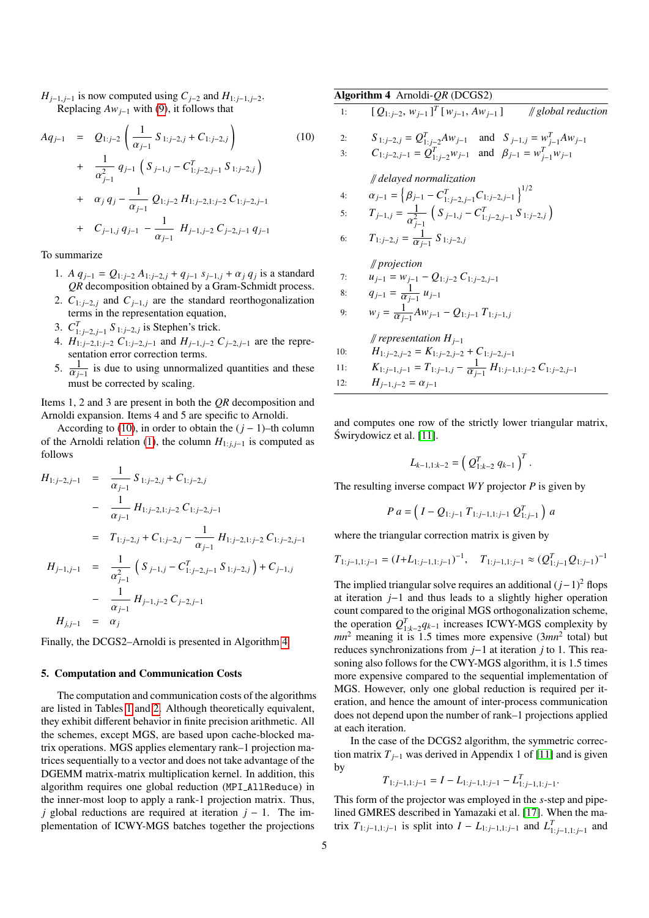$H_{j-1,j-1}$ is now computed using $C_{j-2}$ and $H_{1:j-1,j-2}$.

Replacing $Aw_{j-1}$ with (9), it follows that

$$
\begin{aligned}
Aq_{j-1} \;=\;& Q_{1:j-2}\left(\frac{1}{\alpha_{j-1}}\, S_{1:j-2,j} + C_{1:j-2,j}\right) \\
&+\; \frac{1}{\alpha_{j-1}^2}\, q_{j-1}\left(S_{j-1,j} - C_{1:j-2,j-1}^T\, S_{1:j-2,j}\right) \\
&+\; \alpha_j\, q_j - \frac{1}{\alpha_{j-1}}\, Q_{1:j-2}\, H_{1:j-2,1:j-2}\, C_{1:j-2,j-1} \\
&+\; C_{j-1,j}\, q_{j-1} \;-\; \frac{1}{\alpha_{j-1}}\; H_{j-1,j-2}\, C_{j-2,j-1}\, q_{j-1}
\end{aligned} \tag{10}
$$

To summarize

1. $A\, q_{j-1} = Q_{1:j-2}\, A_{1:j-2,j} + q_{j-1}\, s_{j-1,j} + \alpha_j\, q_j$ is a standard $QR$ decomposition obtained by a Gram-Schmidt process.
2. $C_{1:j-2,j}$ and $C_{j-1,j}$ are the standard reorthogonalization terms in the representation equation,
3. $C_{1:j-2,j-1}^T\, S_{1:j-2,j}$ is Stephen's trick.
4. $H_{1:j-2,1:j-2}\, C_{1:j-2,j-1}$ and $H_{j-1,j-2}\, C_{j-2,j-1}$ are the representation error correction terms.
5. $\frac{1}{\alpha_{j-1}}$ is due to using unnormalized quantities and these must be corrected by scaling.

Items 1, 2 and 3 are present in both the $QR$ decomposition and Arnoldi expansion. Items 4 and 5 are specific to Arnoldi.

According to (10), in order to obtain the $(j-1)$–th column of the Arnoldi relation (1), the column $H_{1:j,j-1}$ is computed as follows

$$
\begin{aligned}
H_{1:j-2,j-1} \;=\;& \frac{1}{\alpha_{j-1}}\, S_{1:j-2,j} + C_{1:j-2,j} \\
&-\; \frac{1}{\alpha_{j-1}}\, H_{1:j-2,1:j-2}\, C_{1:j-2,j-1} \\
=\;& T_{1:j-2,j} + C_{1:j-2,j} - \frac{1}{\alpha_{j-1}}\, H_{1:j-2,1:j-2}\, C_{1:j-2,j-1} \\
H_{j-1,j-1} \;=\;& \frac{1}{\alpha_{j-1}^2}\left(S_{j-1,j} - C_{1:j-2,j-1}^T\, S_{1:j-2,j}\right) + C_{j-1,j} \\
&-\; \frac{1}{\alpha_{j-1}}\, H_{j-1,j-2}\, C_{j-2,j-1} \\
H_{j,j-1} \;=\;& \alpha_j
\end{aligned}
$$

Finally, the DCGS2–Arnoldi is presented in Algorithm 4.

**Algorithm 4** Arnoldi-$QR$ (DCGS2)

1: $[\,Q_{1:j-2},\, w_{j-1}\,]^T\,[\,w_{j-1},\, Aw_{j-1}\,]$ *// global reduction*

2: $S_{1:j-2,j} = Q_{1:j-2}^T Aw_{j-1}$ and $S_{j-1,j} = w_{j-1}^T Aw_{j-1}$

3: $C_{1:j-2,j-1} = Q_{1:j-2}^T w_{j-1}$ and $\beta_{j-1} = w_{j-1}^T w_{j-1}$

*// delayed normalization*

4: $\alpha_{j-1} = \left\{\beta_{j-1} - C_{1:j-2,j-1}^T C_{1:j-2,j-1}\right\}^{1/2}$

5: $T_{j-1,j} = \frac{1}{\alpha_{j-1}^2}\left(S_{j-1,j} - C_{1:j-2,j-1}^T\, S_{1:j-2,j}\right)$

6: $T_{1:j-2,j} = \frac{1}{\alpha_{j-1}}\, S_{1:j-2,j}$

*// projection*

7: $u_{j-1} = w_{j-1} - Q_{1:j-2}\, C_{1:j-2,j-1}$

8: $q_{j-1} = \frac{1}{\alpha_{j-1}}\, u_{j-1}$

9: $w_j = \frac{1}{\alpha_{j-1}} Aw_{j-1} - Q_{1:j-1}\, T_{1:j-1,j}$

*// representation $H_{j-1}$*

10: $H_{1:j-2,j-2} = K_{1:j-2,j-2} + C_{1:j-2,j-1}$

11: $K_{1:j-1,j-1} = T_{1:j-1,j} - \frac{1}{\alpha_{j-1}}\, H_{1:j-1,1:j-2}\, C_{1:j-2,j-1}$

12: $H_{j-1,j-2} = \alpha_{j-1}$

## 5. Computation and Communication Costs

The computation and communication costs of the algorithms are listed in Tables 1 and 2. Although theoretically equivalent, they exhibit different behavior in finite precision arithmetic. All the schemes, except MGS, are based upon cache-blocked matrix operations. MGS applies elementary rank–1 projection matrices sequentially to a vector and does not take advantage of the DGEMM matrix-matrix multiplication kernel. In addition, this algorithm requires one global reduction (`MPI_AllReduce`) in the inner-most loop to apply a rank-1 projection matrix. Thus, $j$ global reductions are required at iteration $j-1$. The implementation of ICWY-MGS batches together the projections and computes one row of the strictly lower triangular matrix, Świrydowicz et al. [11].

$$
L_{k-1,1:k-2} = \left(\, Q_{1:k-2}^T\, q_{k-1}\right)^T.
$$

The resulting inverse compact $WY$ projector $P$ is given by

$$
P\, a = \left(\, I - Q_{1:j-1}\, T_{1:j-1,1:j-1}\, Q_{1:j-1}^T\,\right) a
$$

where the triangular correction matrix is given by

$$
T_{1:j-1,1:j-1} = (I + L_{1:j-1,1:j-1})^{-1}, \quad T_{1:j-1,1:j-1} \approx (Q_{1:j-1}^T Q_{1:j-1})^{-1}
$$

The implied triangular solve requires an additional $(j-1)^2$ flops at iteration $j-1$ and thus leads to a slightly higher operation count compared to the original MGS orthogonalization scheme, the operation $Q_{1:k-2}^T q_{k-1}$ increases ICWY-MGS complexity by $mn^2$ meaning it is 1.5 times more expensive ($3mn^2$ total) but reduces synchronizations from $j-1$ at iteration $j$ to 1. This reasoning also follows for the CWY-MGS algorithm, it is 1.5 times more expensive compared to the sequential implementation of MGS. However, only one global reduction is required per iteration, and hence the amount of inter-process communication does not depend upon the number of rank–1 projections applied at each iteration.

In the case of the DCGS2 algorithm, the symmetric correction matrix $T_{j-1}$ was derived in Appendix 1 of [11] and is given by

$$
T_{1:j-1,1:j-1} = I - L_{1:j-1,1:j-1} - L_{1:j-1,1:j-1}^T.
$$

This form of the projector was employed in the $s$-step and pipelined GMRES described in Yamazaki et al. [17]. When the matrix $T_{1:j-1,1:j-1}$ is split into $I - L_{1:j-1,1:j-1}$ and $L_{1:j-1,1:j-1}^T$ and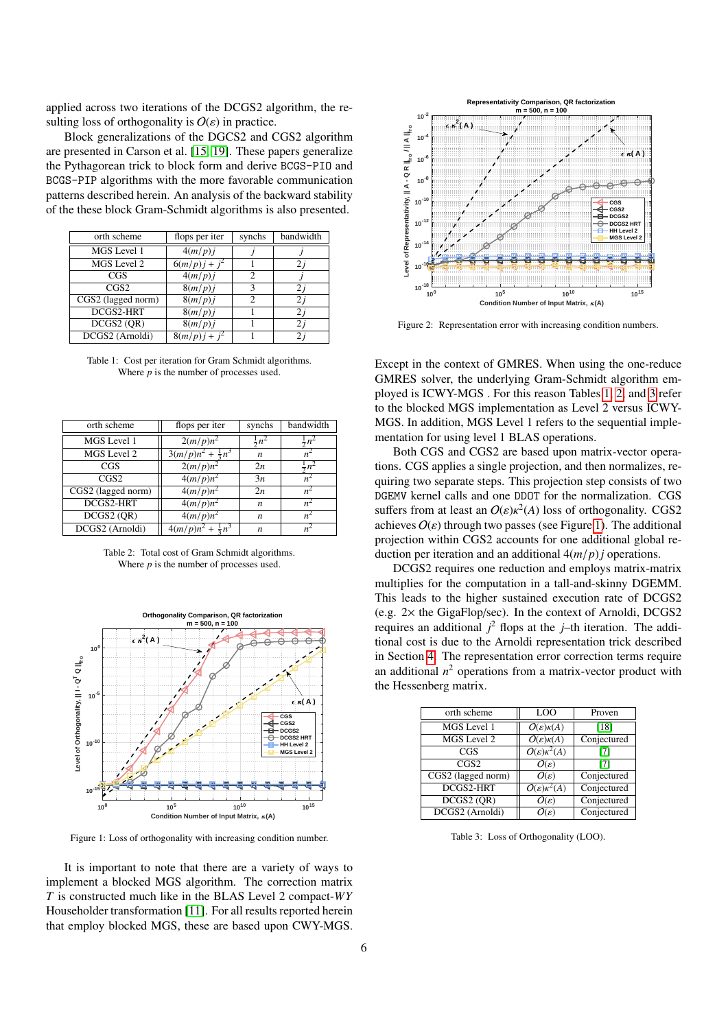applied across two iterations of the DCGS2 algorithm, the resulting loss of orthogonality is $O(\varepsilon)$ in practice.

Block generalizations of the DCGS2 and CGS2 algorithm are presented in Carson et al. [15, 19]. These papers generalize the Pythagorean trick to block form and derive BCGS-PIO and BCGS-PIP algorithms with the more favorable communication patterns described herein. An analysis of the backward stability of the these block Gram-Schmidt algorithms is also presented.

| orth scheme | flops per iter | synchs | bandwidth |
|---|---|---|---|
| MGS Level 1 | $4(m/p)j$ | $j$ | $j$ |
| MGS Level 2 | $6(m/p)j + j^2$ | 1 | $2j$ |
| CGS | $4(m/p)j$ | 2 | $j$ |
| CGS2 | $8(m/p)j$ | 3 | $2j$ |
| CGS2 (lagged norm) | $8(m/p)j$ | 2 | $2j$ |
| DCGS2-HRT | $8(m/p)j$ | 1 | $2j$ |
| DCGS2 (QR) | $8(m/p)j$ | 1 | $2j$ |
| DCGS2 (Arnoldi) | $8(m/p)j + j^2$ | 1 | $2j$ |

Table 1: Cost per iteration for Gram Schmidt algorithms. Where $p$ is the number of processes used.

| orth scheme | flops per iter | synchs | bandwidth |
|---|---|---|---|
| MGS Level 1 | $2(m/p)n^2$ | $\frac{1}{2}n^2$ | $\frac{1}{2}n^2$ |
| MGS Level 2 | $3(m/p)n^2 + \frac{1}{3}n^3$ | $n$ | $n^2$ |
| CGS | $2(m/p)n^2$ | $2n$ | $\frac{1}{2}n^2$ |
| CGS2 | $4(m/p)n^2$ | $3n$ | $n^2$ |
| CGS2 (lagged norm) | $4(m/p)n^2$ | $2n$ | $n^2$ |
| DCGS2-HRT | $4(m/p)n^2$ | $n$ | $n^2$ |
| DCGS2 (QR) | $4(m/p)n^2$ | $n$ | $n^2$ |
| DCGS2 (Arnoldi) | $4(m/p)n^2 + \frac{1}{3}n^3$ | $n$ | $n^2$ |

Table 2: Total cost of Gram Schmidt algorithms. Where $p$ is the number of processes used.

Figure 1: Loss of orthogonality with increasing condition number.

It is important to note that there are a variety of ways to implement a blocked MGS algorithm. The correction matrix $T$ is constructed much like in the BLAS Level 2 compact-$WY$ Householder transformation [11]. For all results reported herein that employ blocked MGS, these are based upon CWY-MGS.

Figure 2: Representation error with increasing condition numbers.

Except in the context of GMRES. When using the one-reduce GMRES solver, the underlying Gram-Schmidt algorithm employed is ICWY-MGS . For this reason Tables 1, 2, and 3 refer to the blocked MGS implementation as Level 2 versus ICWY-MGS. In addition, MGS Level 1 refers to the sequential implementation for using level 1 BLAS operations.

Both CGS and CGS2 are based upon matrix-vector operations. CGS applies a single projection, and then normalizes, requiring two separate steps. This projection step consists of two DGEMV kernel calls and one DDOT for the normalization. CGS suffers from at least an $O(\varepsilon)\kappa^2(A)$ loss of orthogonality. CGS2 achieves $O(\varepsilon)$ through two passes (see Figure 1). The additional projection within CGS2 accounts for one additional global reduction per iteration and an additional $4(m/p)j$ operations.

DCGS2 requires one reduction and employs matrix-matrix multiplies for the computation in a tall-and-skinny DGEMM. This leads to the higher sustained execution rate of DCGS2 (e.g. 2× the GigaFlop/sec). In the context of Arnoldi, DCGS2 requires an additional $j^2$ flops at the $j$–th iteration. The additional cost is due to the Arnoldi representation trick described in Section 4. The representation error correction terms require an additional $n^2$ operations from a matrix-vector product with the Hessenberg matrix.

| orth scheme | LOO | Proven |
|---|---|---|
| MGS Level 1 | $O(\varepsilon)\kappa(A)$ | [18] |
| MGS Level 2 | $O(\varepsilon)\kappa(A)$ | Conjectured |
| CGS | $O(\varepsilon)\kappa^2(A)$ | [7] |
| CGS2 | $O(\varepsilon)$ | [7] |
| CGS2 (lagged norm) | $O(\varepsilon)$ | Conjectured |
| DCGS2-HRT | $O(\varepsilon)\kappa^2(A)$ | Conjectured |
| DCGS2 (QR) | $O(\varepsilon)$ | Conjectured |
| DCGS2 (Arnoldi) | $O(\varepsilon)$ | Conjectured |

Table 3: Loss of Orthogonality (LOO).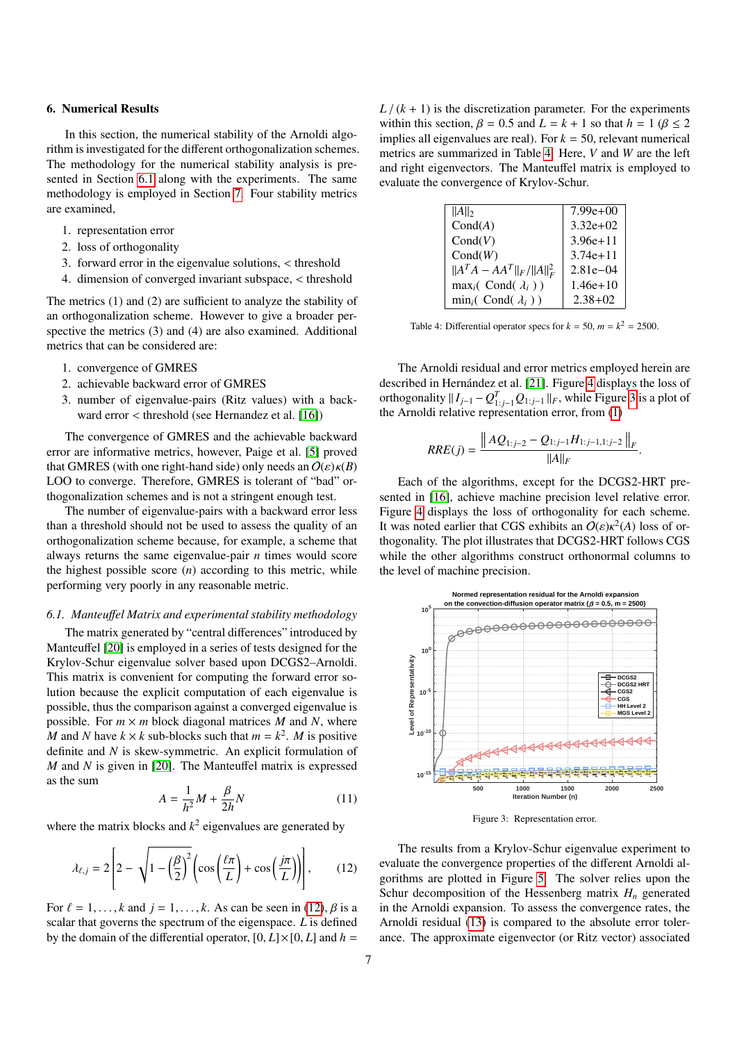## 6. Numerical Results

In this section, the numerical stability of the Arnoldi algorithm is investigated for the different orthogonalization schemes. The methodology for the numerical stability analysis is presented in Section 6.1 along with the experiments. The same methodology is employed in Section 7. Four stability metrics are examined,

1. representation error
2. loss of orthogonality
3. forward error in the eigenvalue solutions, < threshold
4. dimension of converged invariant subspace, < threshold

The metrics (1) and (2) are sufficient to analyze the stability of an orthogonalization scheme. However to give a broader perspective the metrics (3) and (4) are also examined. Additional metrics that can be considered are:

1. convergence of GMRES
2. achievable backward error of GMRES
3. number of eigenvalue-pairs (Ritz values) with a backward error < threshold (see Hernandez et al. [16])

The convergence of GMRES and the achievable backward error are informative metrics, however, Paige et al. [5] proved that GMRES (with one right-hand side) only needs an $O(\varepsilon)\kappa(B)$ LOO to converge. Therefore, GMRES is tolerant of "bad" orthogonalization schemes and is not a stringent enough test.

The number of eigenvalue-pairs with a backward error less than a threshold should not be used to assess the quality of an orthogonalization scheme because, for example, a scheme that always returns the same eigenvalue-pair $n$ times would score the highest possible score ($n$) according to this metric, while performing very poorly in any reasonable metric.

### 6.1. Manteuffel Matrix and experimental stability methodology

The matrix generated by "central differences" introduced by Manteuffel [20] is employed in a series of tests designed for the Krylov-Schur eigenvalue solver based upon DCGS2–Arnoldi. This matrix is convenient for computing the forward error solution because the explicit computation of each eigenvalue is possible, thus the comparison against a converged eigenvalue is possible. For $m \times m$ block diagonal matrices $M$ and $N$, where $M$ and $N$ have $k \times k$ sub-blocks such that $m = k^2$. $M$ is positive definite and $N$ is skew-symmetric. An explicit formulation of $M$ and $N$ is given in [20]. The Manteuffel matrix is expressed as the sum

$$A = \frac{1}{h^2}M + \frac{\beta}{2h}N \tag{11}$$

where the matrix blocks and $k^2$ eigenvalues are generated by

$$\lambda_{\ell,j} = 2\left[2 - \sqrt{1 - \left(\frac{\beta}{2}\right)^2}\left(\cos\left(\frac{\ell\pi}{L}\right) + \cos\left(\frac{j\pi}{L}\right)\right)\right], \tag{12}$$

For $\ell = 1, \ldots, k$ and $j = 1, \ldots, k$. As can be seen in (12), $\beta$ is a scalar that governs the spectrum of the eigenspace. $L$ is defined by the domain of the differential operator, $[0, L] \times [0, L]$ and $h = L / (k + 1)$ is the discretization parameter. For the experiments within this section, $\beta = 0.5$ and $L = k + 1$ so that $h = 1$ ($\beta \leq 2$ implies all eigenvalues are real). For $k = 50$, relevant numerical metrics are summarized in Table 4. Here, $V$ and $W$ are the left and right eigenvectors. The Manteuffel matrix is employed to evaluate the convergence of Krylov-Schur.

| | |
|---|---|
| $\|A\|_2$ | 7.99e+00 |
| Cond($A$) | 3.32e+02 |
| Cond($V$) | 3.96e+11 |
| Cond($W$) | 3.74e+11 |
| $\|A^TA - AA^T\|_F / \|A\|_F^2$ | 2.81e−04 |
| $\max_i$( Cond( $\lambda_i$ ) ) | 1.46e+10 |
| $\min_i$( Cond( $\lambda_i$ ) ) | 2.38+02 |

Table 4: Differential operator specs for $k = 50$, $m = k^2 = 2500$.

The Arnoldi residual and error metrics employed herein are described in Hernández et al. [21]. Figure 4 displays the loss of orthogonality $\| I_{j-1} - Q_{1:j-1}^T Q_{1:j-1} \|_F$, while Figure 3 is a plot of the Arnoldi relative representation error, from (1)

$$RRE(j) = \frac{\left\| AQ_{1:j-2} - Q_{1:j-1}H_{1:j-1,1:j-2} \right\|_F}{\|A\|_F}.$$

Each of the algorithms, except for the DCGS2-HRT presented in [16], achieve machine precision level relative error. Figure 4 displays the loss of orthogonality for each scheme. It was noted earlier that CGS exhibits an $O(\varepsilon)\kappa^2(A)$ loss of orthogonality. The plot illustrates that DCGS2-HRT follows CGS while the other algorithms construct orthonormal columns to the level of machine precision.

Figure 3: Representation error.

The results from a Krylov-Schur eigenvalue experiment to evaluate the convergence properties of the different Arnoldi algorithms are plotted in Figure 5. The solver relies upon the Schur decomposition of the Hessenberg matrix $H_n$ generated in the Arnoldi expansion. To assess the convergence rates, the Arnoldi residual (13) is compared to the absolute error tolerance. The approximate eigenvector (or Ritz vector) associated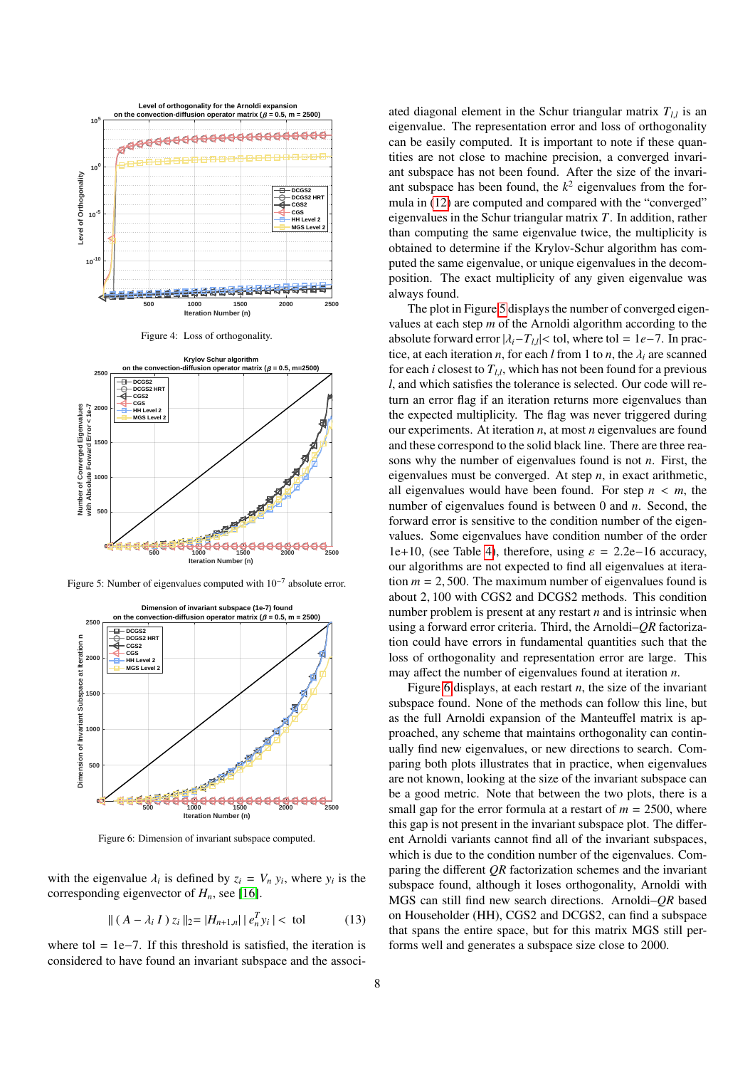Figure 4: Loss of orthogonality.

Figure 5: Number of eigenvalues computed with $10^{-7}$ absolute error.

Figure 6: Dimension of invariant subspace computed.

with the eigenvalue $\lambda_i$ is defined by $z_i = V_n\, y_i$, where $y_i$ is the corresponding eigenvector of $H_n$, see [16].

$$\|\, (\, A - \lambda_i\, I\, )\, z_i\, \|_2 = |H_{n+1,n}|\, |\, e_n^T y_i\, | < \text{ tol} \qquad (13)$$

where tol = 1e−7. If this threshold is satisfied, the iteration is considered to have found an invariant subspace and the associated diagonal element in the Schur triangular matrix $T_{l,l}$ is an eigenvalue. The representation error and loss of orthogonality can be easily computed. It is important to note if these quantities are not close to machine precision, a converged invariant subspace has not been found. After the size of the invariant subspace has been found, the $k^2$ eigenvalues from the formula in (12) are computed and compared with the "converged" eigenvalues in the Schur triangular matrix $T$. In addition, rather than computing the same eigenvalue twice, the multiplicity is obtained to determine if the Krylov-Schur algorithm has computed the same eigenvalue, or unique eigenvalues in the decomposition. The exact multiplicity of any given eigenvalue was always found.

The plot in Figure 5 displays the number of converged eigenvalues at each step $m$ of the Arnoldi algorithm according to the absolute forward error $|\lambda_i - T_{l,l}| <$ tol, where tol $= 1e{-}7$. In practice, at each iteration $n$, for each $l$ from 1 to $n$, the $\lambda_i$ are scanned for each $i$ closest to $T_{l,l}$, which has not been found for a previous $l$, and which satisfies the tolerance is selected. Our code will return an error flag if an iteration returns more eigenvalues than the expected multiplicity. The flag was never triggered during our experiments. At iteration $n$, at most $n$ eigenvalues are found and these correspond to the solid black line. There are three reasons why the number of eigenvalues found is not $n$. First, the eigenvalues must be converged. At step $n$, in exact arithmetic, all eigenvalues would have been found. For step $n < m$, the number of eigenvalues found is between 0 and $n$. Second, the forward error is sensitive to the condition number of the eigenvalues. Some eigenvalues have condition number of the order 1e+10, (see Table 4), therefore, using $\varepsilon$ = 2.2e−16 accuracy, our algorithms are not expected to find all eigenvalues at iteration $m = 2,500$. The maximum number of eigenvalues found is about 2,100 with CGS2 and DCGS2 methods. This condition number problem is present at any restart $n$ and is intrinsic when using a forward error criteria. Third, the Arnoldi–$QR$ factorization could have errors in fundamental quantities such that the loss of orthogonality and representation error are large. This may affect the number of eigenvalues found at iteration $n$.

Figure 6 displays, at each restart $n$, the size of the invariant subspace found. None of the methods can follow this line, but as the full Arnoldi expansion of the Manteuffel matrix is approached, any scheme that maintains orthogonality can continually find new eigenvalues, or new directions to search. Comparing both plots illustrates that in practice, when eigenvalues are not known, looking at the size of the invariant subspace can be a good metric. Note that between the two plots, there is a small gap for the error formula at a restart of $m = 2500$, where this gap is not present in the invariant subspace plot. The different Arnoldi variants cannot find all of the invariant subspaces, which is due to the condition number of the eigenvalues. Comparing the different $QR$ factorization schemes and the invariant subspace found, although it loses orthogonality, Arnoldi with MGS can still find new search directions. Arnoldi–$QR$ based on Householder (HH), CGS2 and DCGS2, can find a subspace that spans the entire space, but for this matrix MGS still performs well and generates a subspace size close to 2000.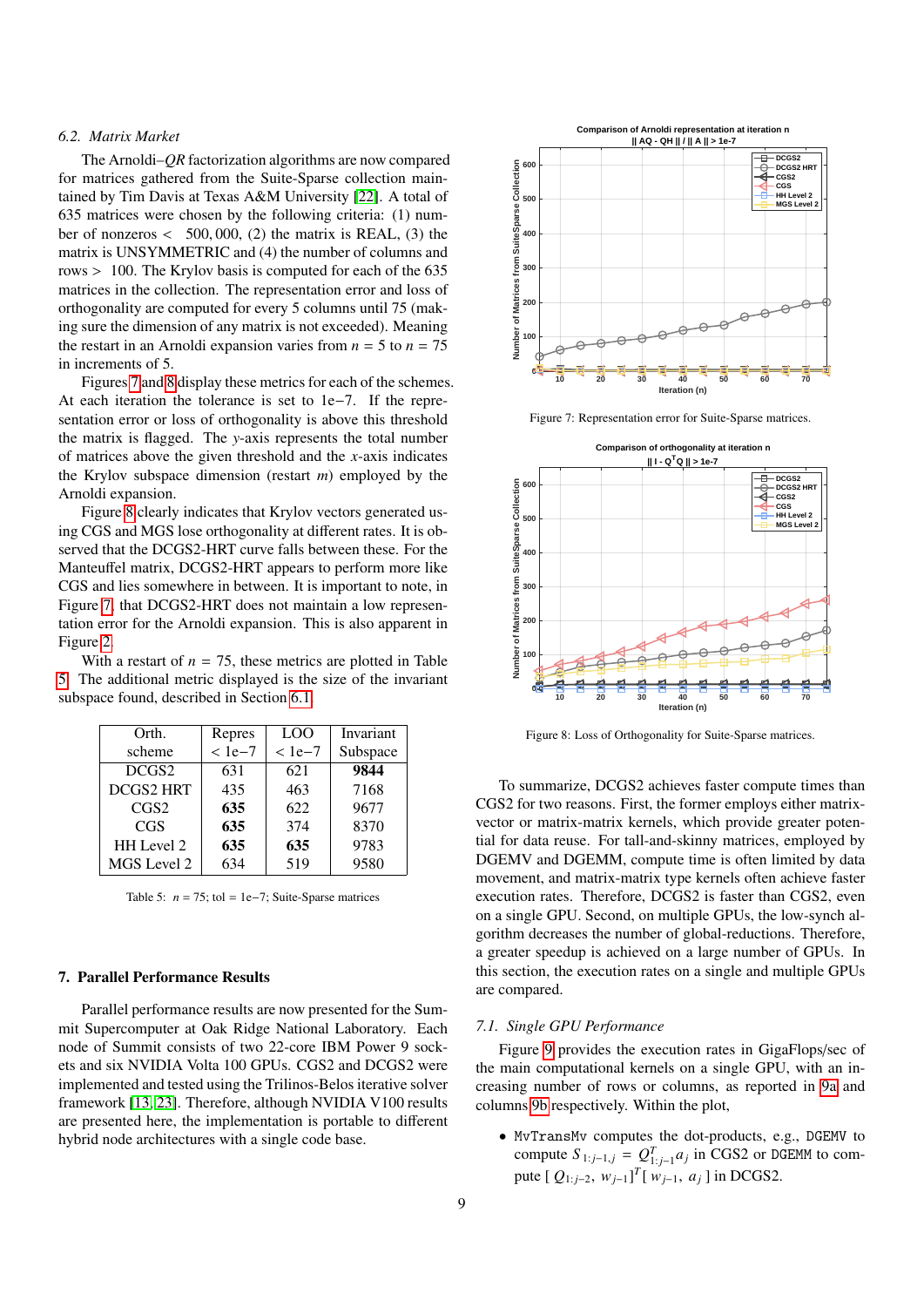### 6.2. Matrix Market

The Arnoldi–$QR$ factorization algorithms are now compared for matrices gathered from the Suite-Sparse collection maintained by Tim Davis at Texas A&M University [22]. A total of 635 matrices were chosen by the following criteria: (1) number of nonzeros $< 500,000$, (2) the matrix is REAL, (3) the matrix is UNSYMMETRIC and (4) the number of columns and rows $> 100$. The Krylov basis is computed for each of the 635 matrices in the collection. The representation error and loss of orthogonality are computed for every 5 columns until 75 (making sure the dimension of any matrix is not exceeded). Meaning the restart in an Arnoldi expansion varies from $n = 5$ to $n = 75$ in increments of 5.

Figures 7 and 8 display these metrics for each of the schemes. At each iteration the tolerance is set to 1e−7. If the representation error or loss of orthogonality is above this threshold the matrix is flagged. The $y$-axis represents the total number of matrices above the given threshold and the $x$-axis indicates the Krylov subspace dimension (restart $m$) employed by the Arnoldi expansion.

Figure 8 clearly indicates that Krylov vectors generated using CGS and MGS lose orthogonality at different rates. It is observed that the DCGS2-HRT curve falls between these. For the Manteuffel matrix, DCGS2-HRT appears to perform more like CGS and lies somewhere in between. It is important to note, in Figure 7, that DCGS2-HRT does not maintain a low representation error for the Arnoldi expansion. This is also apparent in Figure 2.

With a restart of $n = 75$, these metrics are plotted in Table 5. The additional metric displayed is the size of the invariant subspace found, described in Section 6.1.

| Orth. scheme | Repres < 1e−7 | LOO < 1e−7 | Invariant Subspace |
|---|---|---|---|
| DCGS2 | 631 | 621 | **9844** |
| DCGS2 HRT | 435 | 463 | 7168 |
| CGS2 | **635** | 622 | 9677 |
| CGS | **635** | 374 | 8370 |
| HH Level 2 | **635** | **635** | 9783 |
| MGS Level 2 | 634 | 519 | 9580 |

Table 5: $n = 75$; tol = 1e−7; Suite-Sparse matrices

Figure 7: Representation error for Suite-Sparse matrices.

Figure 8: Loss of Orthogonality for Suite-Sparse matrices.

## 7. Parallel Performance Results

Parallel performance results are now presented for the Summit Supercomputer at Oak Ridge National Laboratory. Each node of Summit consists of two 22-core IBM Power 9 sockets and six NVIDIA Volta 100 GPUs. CGS2 and DCGS2 were implemented and tested using the Trilinos-Belos iterative solver framework [13, 23]. Therefore, although NVIDIA V100 results are presented here, the implementation is portable to different hybrid node architectures with a single code base.

To summarize, DCGS2 achieves faster compute times than CGS2 for two reasons. First, the former employs either matrix-vector or matrix-matrix kernels, which provide greater potential for data reuse. For tall-and-skinny matrices, employed by DGEMV and DGEMM, compute time is often limited by data movement, and matrix-matrix type kernels often achieve faster execution rates. Therefore, DCGS2 is faster than CGS2, even on a single GPU. Second, on multiple GPUs, the low-synch algorithm decreases the number of global-reductions. Therefore, a greater speedup is achieved on a large number of GPUs. In this section, the execution rates on a single and multiple GPUs are compared.

### 7.1. Single GPU Performance

Figure 9 provides the execution rates in GigaFlops/sec of the main computational kernels on a single GPU, with an increasing number of rows or columns, as reported in 9a and columns 9b respectively. Within the plot,

- `MvTransMv` computes the dot-products, e.g., `DGEMV` to compute $S_{1:j-1,j} = Q_{1:j-1}^T a_j$ in CGS2 or `DGEMM` to compute $[\, Q_{1:j-2},\ w_{j-1}]^T [\, w_{j-1},\ a_j\,]$ in DCGS2.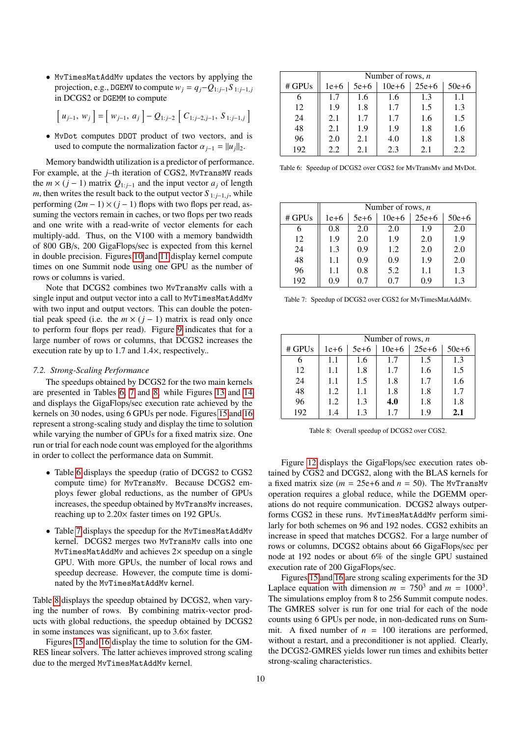- `MvTimesMatAddMv` updates the vectors by applying the projection, e.g., `DGEMV` to compute $w_j = q_j - Q_{1:j-1} S_{1:j-1,j}$ in DCGS2 or `DGEMM` to compute

$$\left[\, u_{j-1},\ w_j \,\right] = \left[\, w_{j-1},\ a_j \,\right] - Q_{1:j-2} \left[\, C_{1:j-2,j-1},\ S_{1:j-1,j} \,\right]$$

- `MvDot` computes `DDOT` product of two vectors, and is used to compute the normalization factor $\alpha_{j-1} = \|u_j\|_2$.

Memory bandwidth utilization is a predictor of performance. For example, at the $j$–th iteration of CGS2, `MvTransMV` reads the $m \times (j-1)$ matrix $Q_{1:j-1}$ and the input vector $a_j$ of length $m$, then writes the result back to the output vector $S_{1:j-1,j}$, while performing $(2m-1) \times (j-1)$ flops with two flops per read, assuming the vectors remain in caches, or two flops per two reads and one write with a read-write of vector elements for each multiply-add. Thus, on the V100 with a memory bandwidth of 800 GB/s, 200 GigaFlops/sec is expected from this kernel in double precision. Figures 10 and 11 display kernel compute times on one Summit node using one GPU as the number of rows or columns is varied.

Note that DCGS2 combines two `MvTransMv` calls with a single input and output vector into a call to `MvTimesMatAddMv` with two input and output vectors. This can double the potential peak speed (i.e. the $m \times (j-1)$ matrix is read only once to perform four flops per read). Figure 9 indicates that for a large number of rows or columns, that DCGS2 increases the execution rate by up to 1.7 and 1.4×, respectively..

### 7.2. Strong-Scaling Performance

The speedups obtained by DCGS2 for the two main kernels are presented in Tables 6, 7 and 8, while Figures 13 and 14 and displays the GigaFlops/sec execution rate achieved by the kernels on 30 nodes, using 6 GPUs per node. Figures 15 and 16 represent a strong-scaling study and display the time to solution while varying the number of GPUs for a fixed matrix size. One run or trial for each node count was employed for the algorithms in order to collect the performance data on Summit.

- Table 6 displays the speedup (ratio of DCGS2 to CGS2 compute time) for `MvTransMv`. Because DCGS2 employs fewer global reductions, as the number of GPUs increases, the speedup obtained by `MvTransMv` increases, reaching up to 2.20× faster times on 192 GPUs.

- Table 7 displays the speedup for the `MvTimesMatAddMv` kernel. DCGS2 merges two `MvTransMv` calls into one `MvTimesMatAddMv` and achieves 2× speedup on a single GPU. With more GPUs, the number of local rows and speedup decrease. However, the compute time is dominated by the `MvTimesMatAddMv` kernel.

Table 8 displays the speedup obtained by DCGS2, when varying the number of rows. By combining matrix-vector products with global reductions, the speedup obtained by DCGS2 in some instances was significant, up to 3.6× faster.

Figures 15 and 16 display the time to solution for the GMRES linear solvers. The latter achieves improved strong scaling due to the merged `MvTimesMatAddMv` kernel.

| # GPUs | Number of rows, $n$ | | | | |
|---|---|---|---|---|---|
| | 1e+6 | 5e+6 | 10e+6 | 25e+6 | 50e+6 |
| 6 | 1.7 | 1.6 | 1.6 | 1.3 | 1.1 |
| 12 | 1.9 | 1.8 | 1.7 | 1.5 | 1.3 |
| 24 | 2.1 | 1.7 | 1.7 | 1.6 | 1.5 |
| 48 | 2.1 | 1.9 | 1.9 | 1.8 | 1.6 |
| 96 | 2.0 | 2.1 | 4.0 | 1.8 | 1.8 |
| 192 | 2.2 | 2.1 | 2.3 | 2.1 | 2.2 |

Table 6: Speedup of DCGS2 over CGS2 for MvTransMv and MvDot.

| # GPUs | Number of rows, $n$ | | | | |
|---|---|---|---|---|---|
| | 1e+6 | 5e+6 | 10e+6 | 25e+6 | 50e+6 |
| 6 | 0.8 | 2.0 | 2.0 | 1.9 | 2.0 |
| 12 | 1.9 | 2.0 | 1.9 | 2.0 | 1.9 |
| 24 | 1.3 | 0.9 | 1.2 | 2.0 | 2.0 |
| 48 | 1.1 | 0.9 | 0.9 | 1.9 | 2.0 |
| 96 | 1.1 | 0.8 | 5.2 | 1.1 | 1.3 |
| 192 | 0.9 | 0.7 | 0.7 | 0.9 | 1.3 |

Table 7: Speedup of DCGS2 over CGS2 for MvTimesMatAddMv.

| # GPUs | Number of rows, $n$ | | | | |
|---|---|---|---|---|---|
| | 1e+6 | 5e+6 | 10e+6 | 25e+6 | 50e+6 |
| 6 | 1.1 | 1.6 | 1.7 | 1.5 | 1.3 |
| 12 | 1.1 | 1.8 | 1.7 | 1.6 | 1.5 |
| 24 | 1.1 | 1.5 | 1.8 | 1.7 | 1.6 |
| 48 | 1.2 | 1.1 | 1.8 | 1.8 | 1.7 |
| 96 | 1.2 | 1.3 | **4.0** | 1.8 | 1.8 |
| 192 | 1.4 | 1.3 | 1.7 | 1.9 | **2.1** |

Table 8: Overall speedup of DCGS2 over CGS2.

Figure 12 displays the GigaFlops/sec execution rates obtained by CGS2 and DCGS2, along with the BLAS kernels for a fixed matrix size ($m$ = 25e+6 and $n = 50$). The `MvTransMv` operation requires a global reduce, while the DGEMM operations do not require communication. DCGS2 always outperforms CGS2 in these runs. `MvTimesMatAddMv` perform similarly for both schemes on 96 and 192 nodes. CGS2 exhibits an increase in speed that matches DCGS2. For a large number of rows or columns, DCGS2 obtains about 66 GigaFlops/sec per node at 192 nodes or about 6% of the single GPU sustained execution rate of 200 GigaFlops/sec.

Figures 15 and 16 are strong scaling experiments for the 3D Laplace equation with dimension $m = 750^3$ and $m = 1000^3$. The simulations employ from 8 to 256 Summit compute nodes. The GMRES solver is run for one trial for each of the node counts using 6 GPUs per node, in non-dedicated runs on Summit. A fixed number of $n = 100$ iterations are performed, without a restart, and a preconditioner is not applied. Clearly, the DCGS2-GMRES yields lower run times and exhibits better strong-scaling characteristics.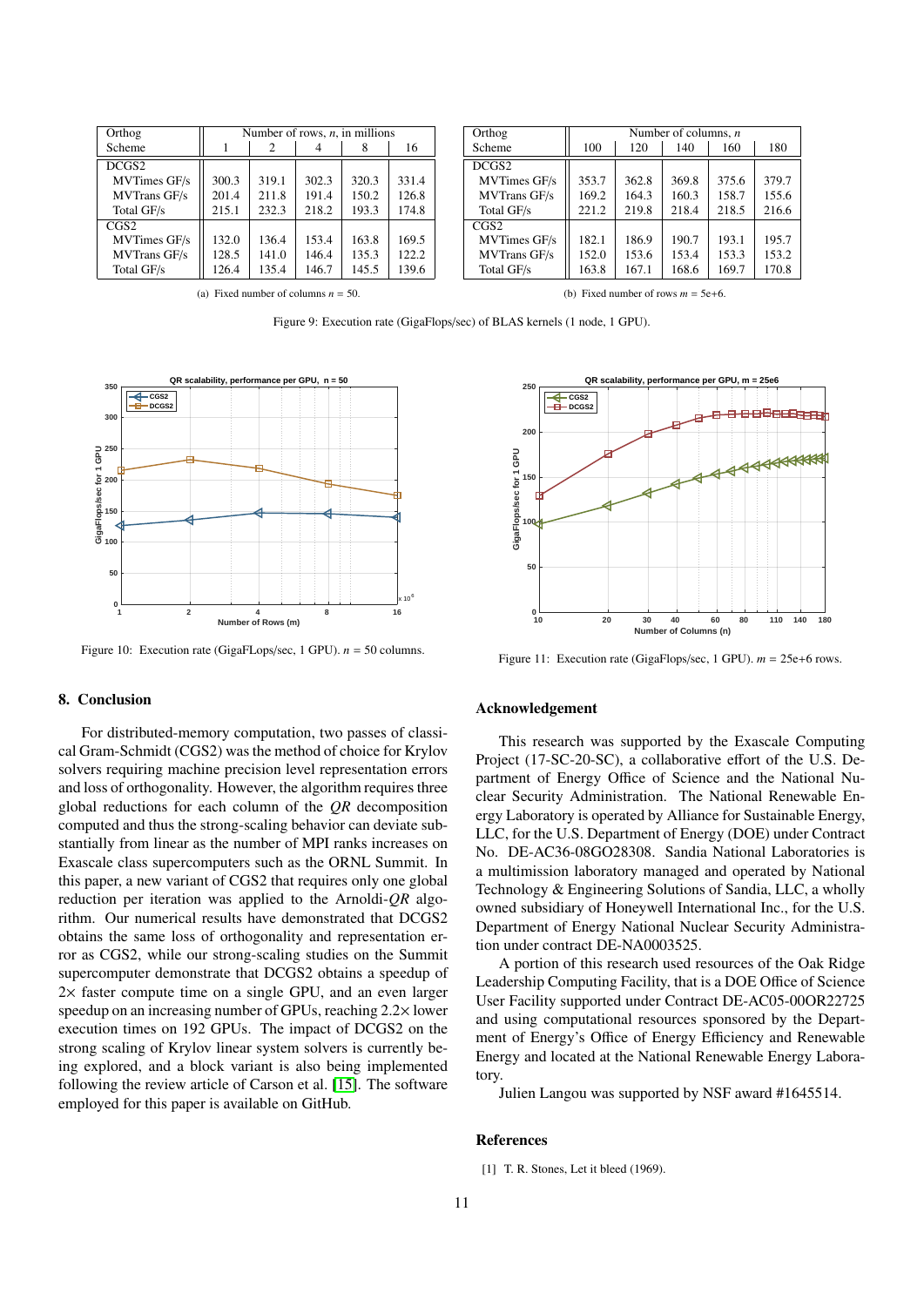| Orthog Scheme | Number of rows, $n$, in millions 1 | 2 | 4 | 8 | 16 |
|---|---|---|---|---|---|
| DCGS2 | | | | | |
| MVTimes GF/s | 300.3 | 319.1 | 302.3 | 320.3 | 331.4 |
| MVTrans GF/s | 201.4 | 211.8 | 191.4 | 150.2 | 126.8 |
| Total GF/s | 215.1 | 232.3 | 218.2 | 193.3 | 174.8 |
| CGS2 | | | | | |
| MVTimes GF/s | 132.0 | 136.4 | 153.4 | 163.8 | 169.5 |
| MVTrans GF/s | 128.5 | 141.0 | 146.4 | 135.3 | 122.2 |
| Total GF/s | 126.4 | 135.4 | 146.7 | 145.5 | 139.6 |

(a) Fixed number of columns $n = 50$.

| Orthog Scheme | Number of columns, $n$ 100 | 120 | 140 | 160 | 180 |
|---|---|---|---|---|---|
| DCGS2 | | | | | |
| MVTimes GF/s | 353.7 | 362.8 | 369.8 | 375.6 | 379.7 |
| MVTrans GF/s | 169.2 | 164.3 | 160.3 | 158.7 | 155.6 |
| Total GF/s | 221.2 | 219.8 | 218.4 | 218.5 | 216.6 |
| CGS2 | | | | | |
| MVTimes GF/s | 182.1 | 186.9 | 190.7 | 193.1 | 195.7 |
| MVTrans GF/s | 152.0 | 153.6 | 153.4 | 153.3 | 153.2 |
| Total GF/s | 163.8 | 167.1 | 168.6 | 169.7 | 170.8 |

(b) Fixed number of rows $m = 5e+6$.

Figure 9: Execution rate (GigaFlops/sec) of BLAS kernels (1 node, 1 GPU).

Figure 10: Execution rate (GigaFLops/sec, 1 GPU). $n = 50$ columns.

Figure 11: Execution rate (GigaFlops/sec, 1 GPU). $m = 25e+6$ rows.

## 8. Conclusion

For distributed-memory computation, two passes of classical Gram-Schmidt (CGS2) was the method of choice for Krylov solvers requiring machine precision level representation errors and loss of orthogonality. However, the algorithm requires three global reductions for each column of the $QR$ decomposition computed and thus the strong-scaling behavior can deviate substantially from linear as the number of MPI ranks increases on Exascale class supercomputers such as the ORNL Summit. In this paper, a new variant of CGS2 that requires only one global reduction per iteration was applied to the Arnoldi-$QR$ algorithm. Our numerical results have demonstrated that DCGS2 obtains the same loss of orthogonality and representation error as CGS2, while our strong-scaling studies on the Summit supercomputer demonstrate that DCGS2 obtains a speedup of $2\times$ faster compute time on a single GPU, and an even larger speedup on an increasing number of GPUs, reaching $2.2\times$ lower execution times on 192 GPUs. The impact of DCGS2 on the strong scaling of Krylov linear system solvers is currently being explored, and a block variant is also being implemented following the review article of Carson et al. [15]. The software employed for this paper is available on GitHub.

## Acknowledgement

This research was supported by the Exascale Computing Project (17-SC-20-SC), a collaborative effort of the U.S. Department of Energy Office of Science and the National Nuclear Security Administration. The National Renewable Energy Laboratory is operated by Alliance for Sustainable Energy, LLC, for the U.S. Department of Energy (DOE) under Contract No. DE-AC36-08GO28308. Sandia National Laboratories is a multimission laboratory managed and operated by National Technology & Engineering Solutions of Sandia, LLC, a wholly owned subsidiary of Honeywell International Inc., for the U.S. Department of Energy National Nuclear Security Administration under contract DE-NA0003525.

A portion of this research used resources of the Oak Ridge Leadership Computing Facility, that is a DOE Office of Science User Facility supported under Contract DE-AC05-00OR22725 and using computational resources sponsored by the Department of Energy's Office of Energy Efficiency and Renewable Energy and located at the National Renewable Energy Laboratory.

Julien Langou was supported by NSF award #1645514.

## References

[1] T. R. Stones, Let it bleed (1969).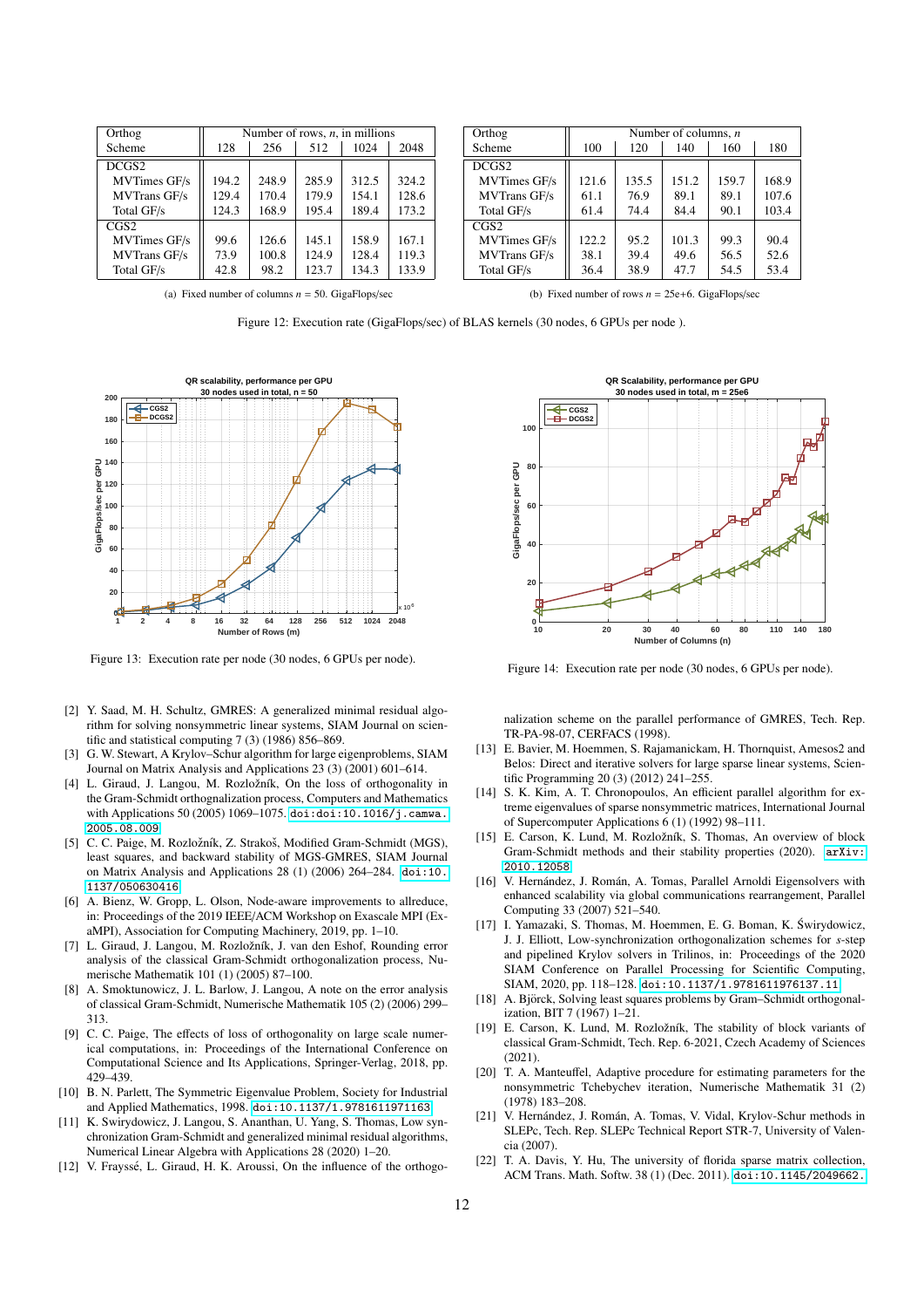| Orthog Scheme | Number of rows, $n$, in millions | | | | |
|---|---|---|---|---|---|
| | 128 | 256 | 512 | 1024 | 2048 |
| DCGS2 | | | | | |
| MVTimes GF/s | 194.2 | 248.9 | 285.9 | 312.5 | 324.2 |
| MVTrans GF/s | 129.4 | 170.4 | 179.9 | 154.1 | 128.6 |
| Total GF/s | 124.3 | 168.9 | 195.4 | 189.4 | 173.2 |
| CGS2 | | | | | |
| MVTimes GF/s | 99.6 | 126.6 | 145.1 | 158.9 | 167.1 |
| MVTrans GF/s | 73.9 | 100.8 | 124.9 | 128.4 | 119.3 |
| Total GF/s | 42.8 | 98.2 | 123.7 | 134.3 | 133.9 |

(a) Fixed number of columns $n$ = 50. GigaFlops/sec

| Orthog Scheme | Number of columns, $n$ | | | | |
|---|---|---|---|---|---|
| | 100 | 120 | 140 | 160 | 180 |
| DCGS2 | | | | | |
| MVTimes GF/s | 121.6 | 135.5 | 151.2 | 159.7 | 168.9 |
| MVTrans GF/s | 61.1 | 76.9 | 89.1 | 89.1 | 107.6 |
| Total GF/s | 61.4 | 74.4 | 84.4 | 90.1 | 103.4 |
| CGS2 | | | | | |
| MVTimes GF/s | 122.2 | 95.2 | 101.3 | 99.3 | 90.4 |
| MVTrans GF/s | 38.1 | 39.4 | 49.6 | 56.5 | 52.6 |
| Total GF/s | 36.4 | 38.9 | 47.7 | 54.5 | 53.4 |

(b) Fixed number of rows $n$ = 25e+6. GigaFlops/sec

Figure 12: Execution rate (GigaFlops/sec) of BLAS kernels (30 nodes, 6 GPUs per node ).

Figure 13: Execution rate per node (30 nodes, 6 GPUs per node).

Figure 14: Execution rate per node (30 nodes, 6 GPUs per node).

[2] Y. Saad, M. H. Schultz, GMRES: A generalized minimal residual algorithm for solving nonsymmetric linear systems, SIAM Journal on scientific and statistical computing 7 (3) (1986) 856–869.

[3] G. W. Stewart, A Krylov–Schur algorithm for large eigenproblems, SIAM Journal on Matrix Analysis and Applications 23 (3) (2001) 601–614.

[4] L. Giraud, J. Langou, M. Rozložník, On the loss of orthogonality in the Gram-Schmidt orthogonalization process, Computers and Mathematics with Applications 50 (2005) 1069–1075. doi:doi:10.1016/j.camwa.2005.08.009.

[5] C. C. Paige, M. Rozložník, Z. Strakoš, Modified Gram-Schmidt (MGS), least squares, and backward stability of MGS-GMRES, SIAM Journal on Matrix Analysis and Applications 28 (1) (2006) 264–284. doi:10.1137/050630416.

[6] A. Bienz, W. Gropp, L. Olson, Node-aware improvements to allreduce, in: Proceedings of the 2019 IEEE/ACM Workshop on Exascale MPI (ExaMPI), Association for Computing Machinery, 2019, pp. 1–10.

[7] L. Giraud, J. Langou, M. Rozložník, J. van den Eshof, Rounding error analysis of the classical Gram-Schmidt orthogonalization process, Numerische Mathematik 101 (1) (2005) 87–100.

[8] A. Smoktunowicz, J. L. Barlow, J. Langou, A note on the error analysis of classical Gram-Schmidt, Numerische Mathematik 105 (2) (2006) 299–313.

[9] C. C. Paige, The effects of loss of orthogonality on large scale numerical computations, in: Proceedings of the International Conference on Computational Science and Its Applications, Springer-Verlag, 2018, pp. 429–439.

[10] B. N. Parlett, The Symmetric Eigenvalue Problem, Society for Industrial and Applied Mathematics, 1998. doi:10.1137/1.9781611971163.

[11] K. Swirydowicz, J. Langou, S. Ananthan, U. Yang, S. Thomas, Low synchronization Gram-Schmidt and generalized minimal residual algorithms, Numerical Linear Algebra with Applications 28 (2020) 1–20.

[12] V. Frayssé, L. Giraud, H. K. Aroussi, On the influence of the orthogonalization scheme on the parallel performance of GMRES, Tech. Rep. TR-PA-98-07, CERFACS (1998).

[13] E. Bavier, M. Hoemmen, S. Rajamanickam, H. Thornquist, Amesos2 and Belos: Direct and iterative solvers for large sparse linear systems, Scientific Programming 20 (3) (2012) 241–255.

[14] S. K. Kim, A. T. Chronopoulos, An efficient parallel algorithm for extreme eigenvalues of sparse nonsymmetric matrices, International Journal of Supercomputer Applications 6 (1) (1992) 98–111.

[15] E. Carson, K. Lund, M. Rozložník, S. Thomas, An overview of block Gram-Schmidt methods and their stability properties (2020). arXiv:2010.12058.

[16] V. Hernández, J. Román, A. Tomas, Parallel Arnoldi Eigensolvers with enhanced scalability via global communications rearrangement, Parallel Computing 33 (2007) 521–540.

[17] I. Yamazaki, S. Thomas, M. Hoemmen, E. G. Boman, K. Świrydowicz, J. J. Elliott, Low-synchronization orthogonalization schemes for $s$-step and pipelined Krylov solvers in Trilinos, in: Proceedings of the 2020 SIAM Conference on Parallel Processing for Scientific Computing, SIAM, 2020, pp. 118–128. doi:10.1137/1.9781611976137.11.

[18] A. Björck, Solving least squares problems by Gram–Schmidt orthogonalization, BIT 7 (1967) 1–21.

[19] E. Carson, K. Lund, M. Rozložník, The stability of block variants of classical Gram-Schmidt, Tech. Rep. 6-2021, Czech Academy of Sciences (2021).

[20] T. A. Manteuffel, Adaptive procedure for estimating parameters for the nonsymmetric Tchebychev iteration, Numerische Mathematik 31 (2) (1978) 183–208.

[21] V. Hernández, J. Román, A. Tomas, V. Vidal, Krylov-Schur methods in SLEPc, Tech. Rep. SLEPc Technical Report STR-7, University of Valencia (2007).

[22] T. A. Davis, Y. Hu, The university of florida sparse matrix collection, ACM Trans. Math. Softw. 38 (1) (Dec. 2011). doi:10.1145/2049662.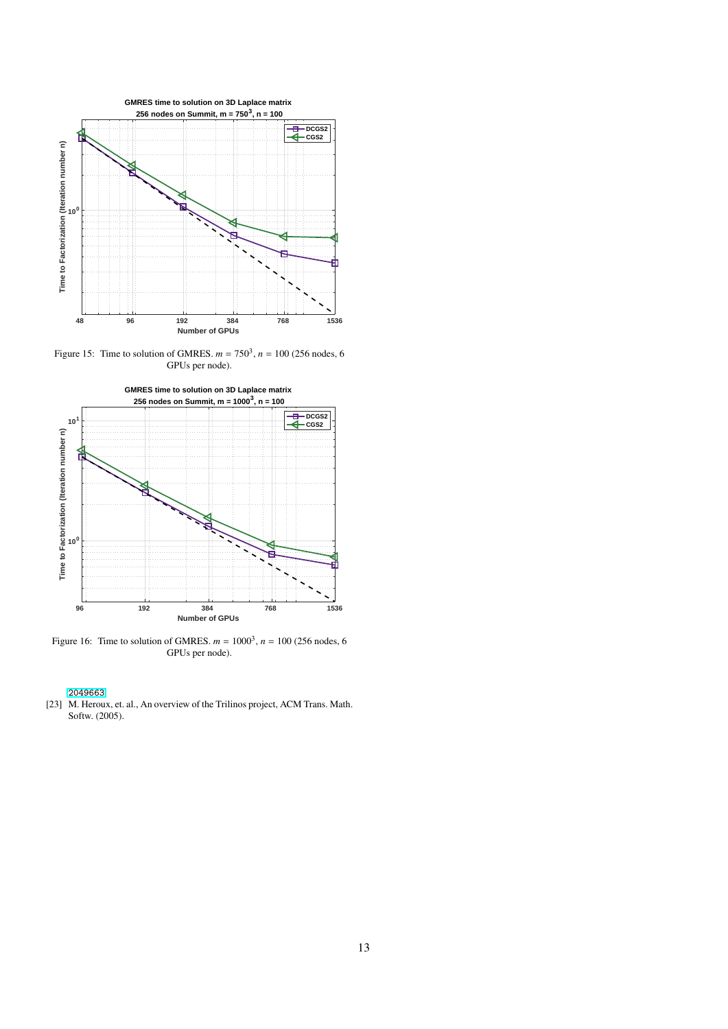GMRES time to solution on 3D Laplace matrix
256 nodes on Summit, m = 750$^3$, n = 100

DCGS2
CGS2

Time to Factorization (Iteration number n)

$10^0$

48
96
192
384
768
1536

Number of GPUs

Figure 15: Time to solution of GMRES. $m = 750^3$, $n = 100$ (256 nodes, 6 GPUs per node).

GMRES time to solution on 3D Laplace matrix
256 nodes on Summit, m = 1000$^3$, n = 100

DCGS2
CGS2

Time to Factorization (Iteration number n)

$10^1$

$10^0$

96
192
384
768
1536

Number of GPUs

Figure 16: Time to solution of GMRES. $m = 1000^3$, $n = 100$ (256 nodes, 6 GPUs per node).

2049663

[23] M. Heroux, et. al., An overview of the Trilinos project, ACM Trans. Math. Softw. (2005).